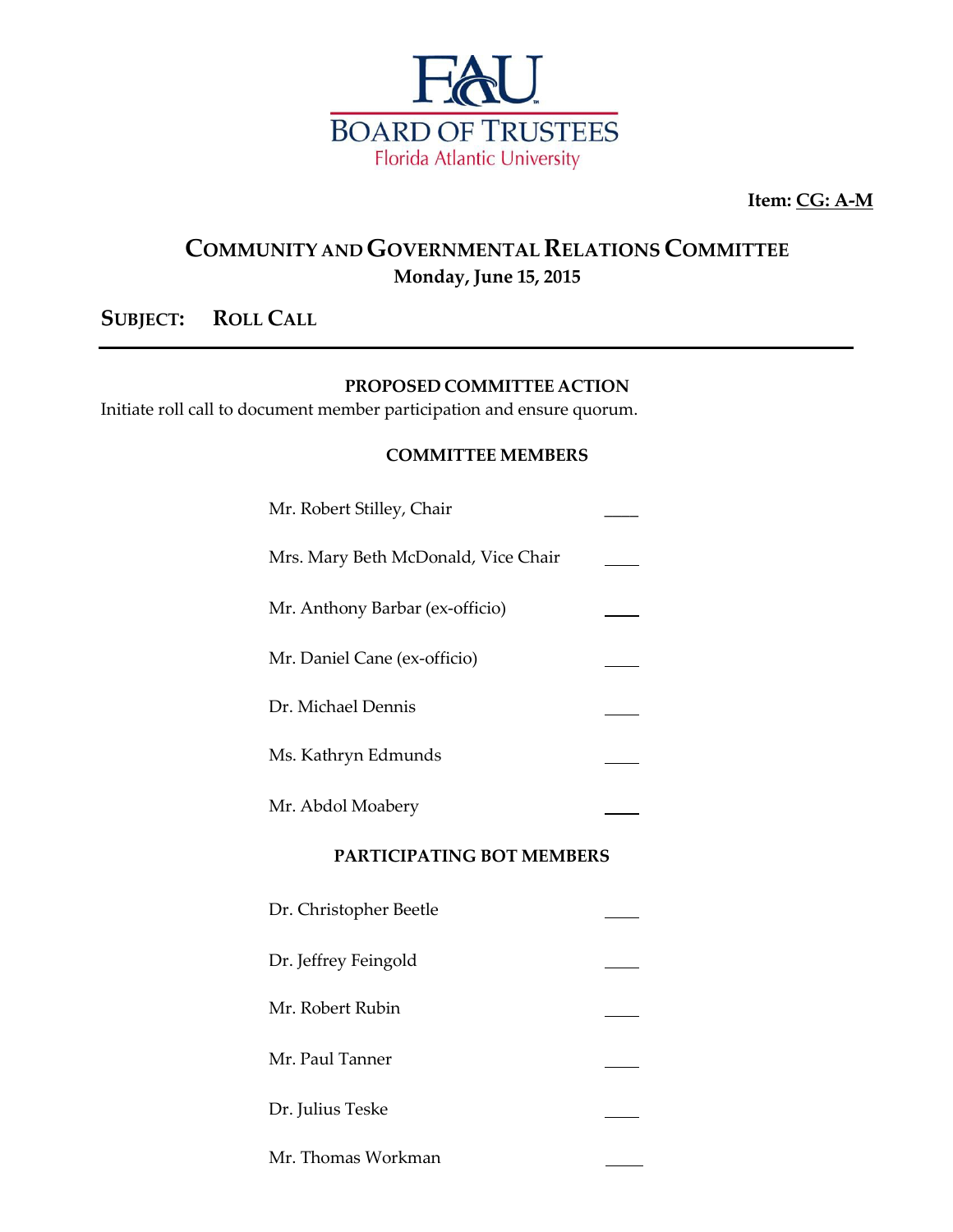FAU

BOARD OF TRUSTEES

Florida Atlantic University

**Item: CG: A-M**

# COMMUNITY AND GOVERNMENTAL RELATIONS COMMITTEE

**Monday, June 15, 2015**

## SUBJECT: ROLL CALL

---

**PROPOSED COMMITTEE ACTION**

Initiate roll call to document member participation and ensure quorum.

**COMMITTEE MEMBERS**

| Member | |
|---|---|
| Mr. Robert Stilley, Chair | ____ |
| Mrs. Mary Beth McDonald, Vice Chair | ____ |
| Mr. Anthony Barbar (ex-officio) | ____ |
| Mr. Daniel Cane (ex-officio) | ____ |
| Dr. Michael Dennis | ____ |
| Ms. Kathryn Edmunds | ____ |
| Mr. Abdol Moabery | ____ |

**PARTICIPATING BOT MEMBERS**

| Member | |
|---|---|
| Dr. Christopher Beetle | ____ |
| Dr. Jeffrey Feingold | ____ |
| Mr. Robert Rubin | ____ |
| Mr. Paul Tanner | ____ |
| Dr. Julius Teske | ____ |
| Mr. Thomas Workman | ____ |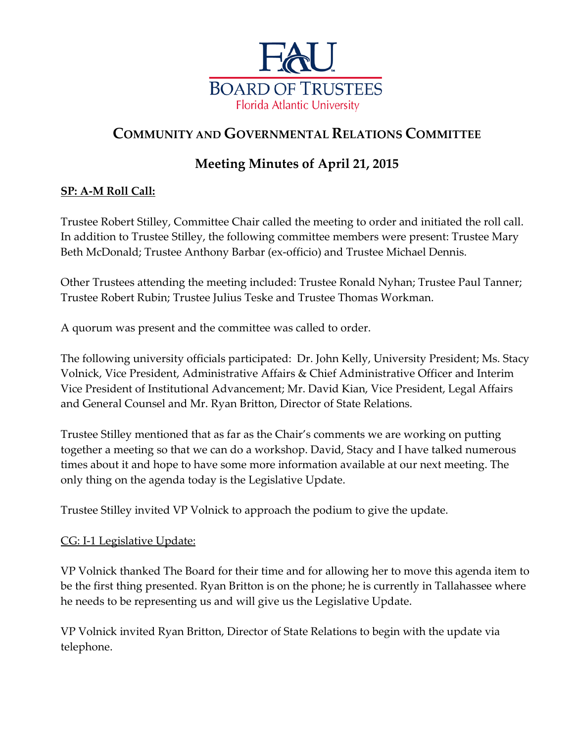# FAU BOARD OF TRUSTEES

Florida Atlantic University

## COMMUNITY AND GOVERNMENTAL RELATIONS COMMITTEE

## Meeting Minutes of April 21, 2015

**SP: A-M Roll Call:**

Trustee Robert Stilley, Committee Chair called the meeting to order and initiated the roll call. In addition to Trustee Stilley, the following committee members were present: Trustee Mary Beth McDonald; Trustee Anthony Barbar (ex-officio) and Trustee Michael Dennis.

Other Trustees attending the meeting included: Trustee Ronald Nyhan; Trustee Paul Tanner; Trustee Robert Rubin; Trustee Julius Teske and Trustee Thomas Workman.

A quorum was present and the committee was called to order.

The following university officials participated: Dr. John Kelly, University President; Ms. Stacy Volnick, Vice President, Administrative Affairs & Chief Administrative Officer and Interim Vice President of Institutional Advancement; Mr. David Kian, Vice President, Legal Affairs and General Counsel and Mr. Ryan Britton, Director of State Relations.

Trustee Stilley mentioned that as far as the Chair's comments we are working on putting together a meeting so that we can do a workshop. David, Stacy and I have talked numerous times about it and hope to have some more information available at our next meeting. The only thing on the agenda today is the Legislative Update.

Trustee Stilley invited VP Volnick to approach the podium to give the update.

CG: I-1 Legislative Update:

VP Volnick thanked The Board for their time and for allowing her to move this agenda item to be the first thing presented. Ryan Britton is on the phone; he is currently in Tallahassee where he needs to be representing us and will give us the Legislative Update.

VP Volnick invited Ryan Britton, Director of State Relations to begin with the update via telephone.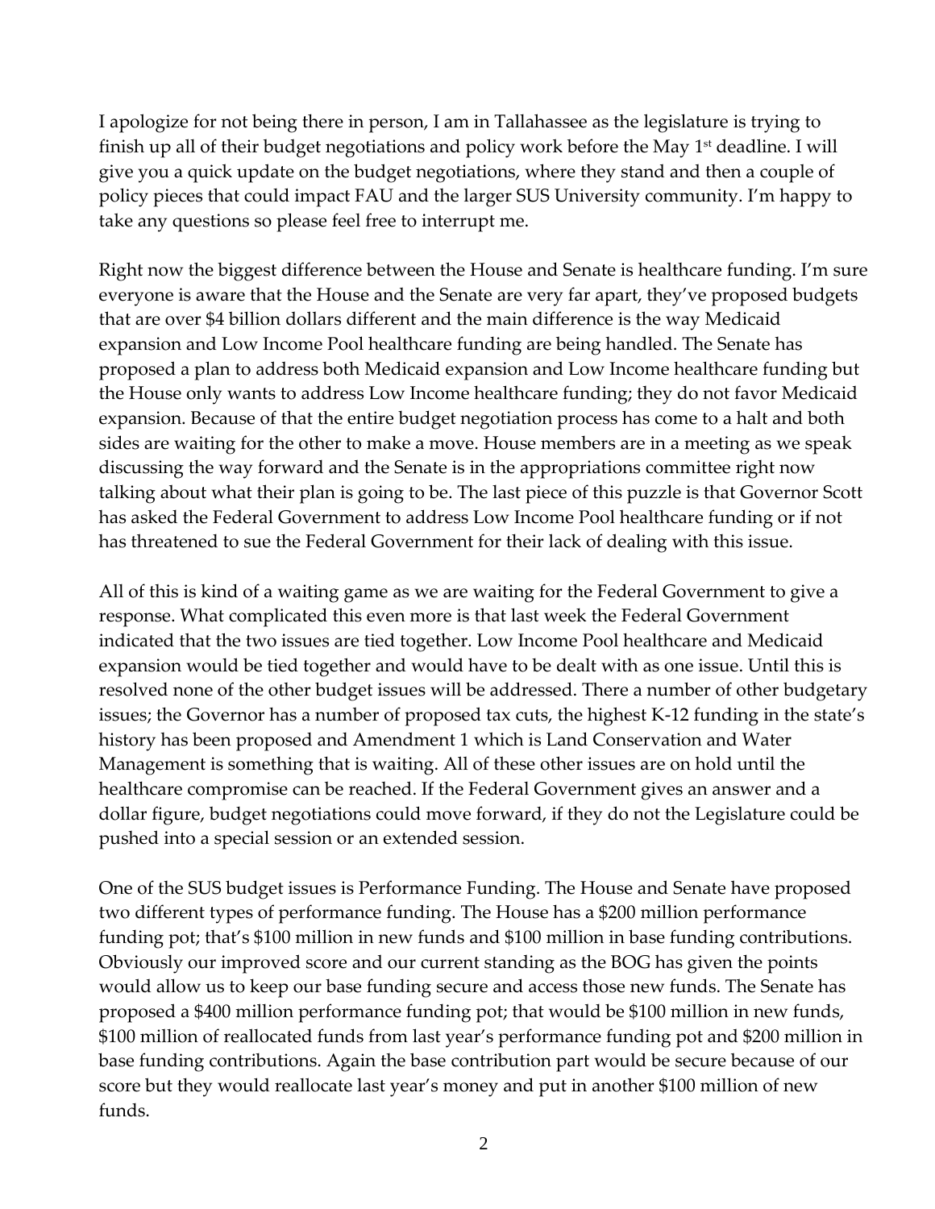I apologize for not being there in person, I am in Tallahassee as the legislature is trying to finish up all of their budget negotiations and policy work before the May 1st deadline. I will give you a quick update on the budget negotiations, where they stand and then a couple of policy pieces that could impact FAU and the larger SUS University community. I'm happy to take any questions so please feel free to interrupt me.

Right now the biggest difference between the House and Senate is healthcare funding. I'm sure everyone is aware that the House and the Senate are very far apart, they've proposed budgets that are over $4 billion dollars different and the main difference is the way Medicaid expansion and Low Income Pool healthcare funding are being handled. The Senate has proposed a plan to address both Medicaid expansion and Low Income healthcare funding but the House only wants to address Low Income healthcare funding; they do not favor Medicaid expansion. Because of that the entire budget negotiation process has come to a halt and both sides are waiting for the other to make a move. House members are in a meeting as we speak discussing the way forward and the Senate is in the appropriations committee right now talking about what their plan is going to be. The last piece of this puzzle is that Governor Scott has asked the Federal Government to address Low Income Pool healthcare funding or if not has threatened to sue the Federal Government for their lack of dealing with this issue.

All of this is kind of a waiting game as we are waiting for the Federal Government to give a response. What complicated this even more is that last week the Federal Government indicated that the two issues are tied together. Low Income Pool healthcare and Medicaid expansion would be tied together and would have to be dealt with as one issue. Until this is resolved none of the other budget issues will be addressed. There a number of other budgetary issues; the Governor has a number of proposed tax cuts, the highest K-12 funding in the state's history has been proposed and Amendment 1 which is Land Conservation and Water Management is something that is waiting. All of these other issues are on hold until the healthcare compromise can be reached. If the Federal Government gives an answer and a dollar figure, budget negotiations could move forward, if they do not the Legislature could be pushed into a special session or an extended session.

One of the SUS budget issues is Performance Funding. The House and Senate have proposed two different types of performance funding. The House has a $200 million performance funding pot; that's $100 million in new funds and $100 million in base funding contributions. Obviously our improved score and our current standing as the BOG has given the points would allow us to keep our base funding secure and access those new funds. The Senate has proposed a $400 million performance funding pot; that would be $100 million in new funds, $100 million of reallocated funds from last year's performance funding pot and $200 million in base funding contributions. Again the base contribution part would be secure because of our score but they would reallocate last year's money and put in another $100 million of new funds.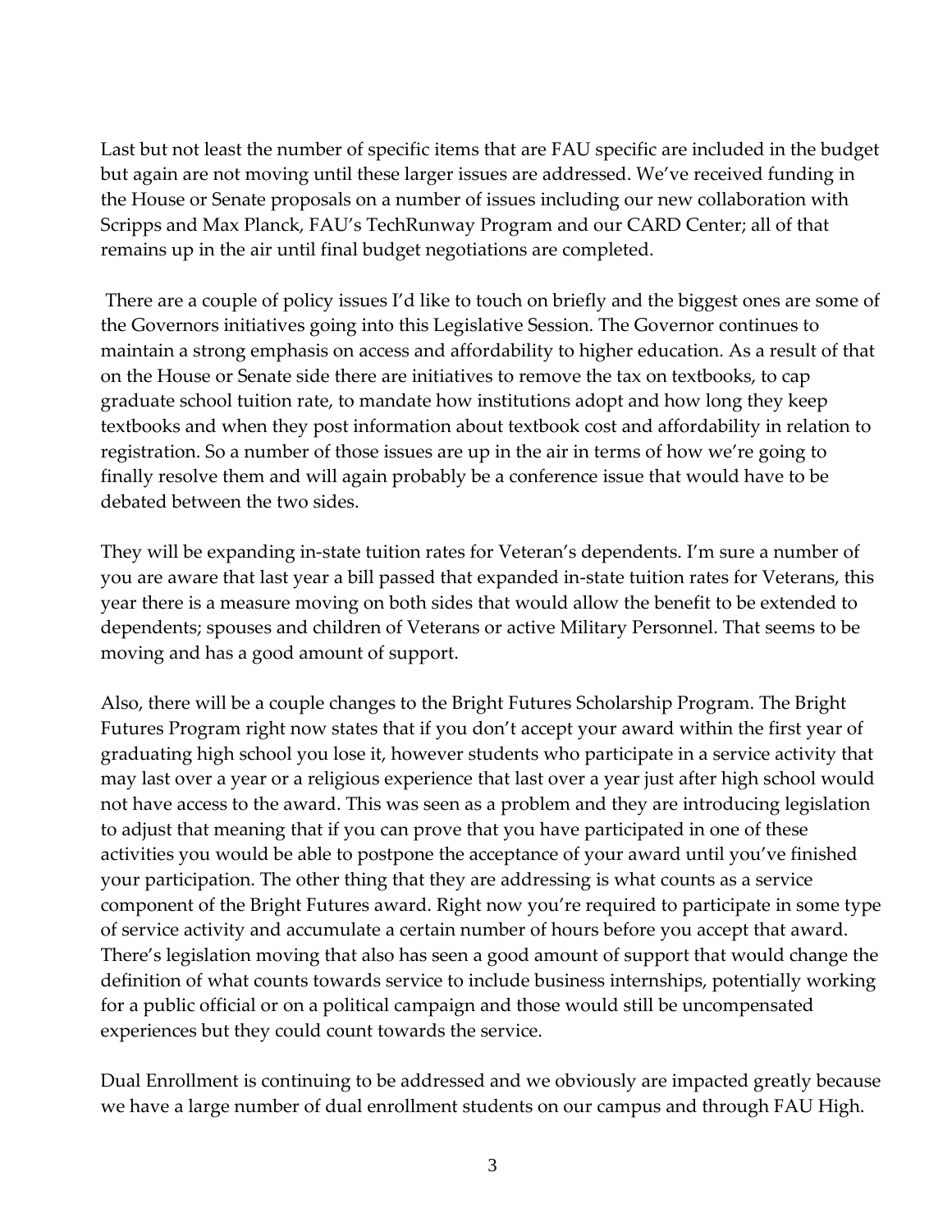Last but not least the number of specific items that are FAU specific are included in the budget but again are not moving until these larger issues are addressed. We've received funding in the House or Senate proposals on a number of issues including our new collaboration with Scripps and Max Planck, FAU's TechRunway Program and our CARD Center; all of that remains up in the air until final budget negotiations are completed.

There are a couple of policy issues I'd like to touch on briefly and the biggest ones are some of the Governors initiatives going into this Legislative Session. The Governor continues to maintain a strong emphasis on access and affordability to higher education. As a result of that on the House or Senate side there are initiatives to remove the tax on textbooks, to cap graduate school tuition rate, to mandate how institutions adopt and how long they keep textbooks and when they post information about textbook cost and affordability in relation to registration. So a number of those issues are up in the air in terms of how we're going to finally resolve them and will again probably be a conference issue that would have to be debated between the two sides.

They will be expanding in-state tuition rates for Veteran's dependents. I'm sure a number of you are aware that last year a bill passed that expanded in-state tuition rates for Veterans, this year there is a measure moving on both sides that would allow the benefit to be extended to dependents; spouses and children of Veterans or active Military Personnel. That seems to be moving and has a good amount of support.

Also, there will be a couple changes to the Bright Futures Scholarship Program. The Bright Futures Program right now states that if you don't accept your award within the first year of graduating high school you lose it, however students who participate in a service activity that may last over a year or a religious experience that last over a year just after high school would not have access to the award. This was seen as a problem and they are introducing legislation to adjust that meaning that if you can prove that you have participated in one of these activities you would be able to postpone the acceptance of your award until you've finished your participation. The other thing that they are addressing is what counts as a service component of the Bright Futures award. Right now you're required to participate in some type of service activity and accumulate a certain number of hours before you accept that award. There's legislation moving that also has seen a good amount of support that would change the definition of what counts towards service to include business internships, potentially working for a public official or on a political campaign and those would still be uncompensated experiences but they could count towards the service.

Dual Enrollment is continuing to be addressed and we obviously are impacted greatly because we have a large number of dual enrollment students on our campus and through FAU High.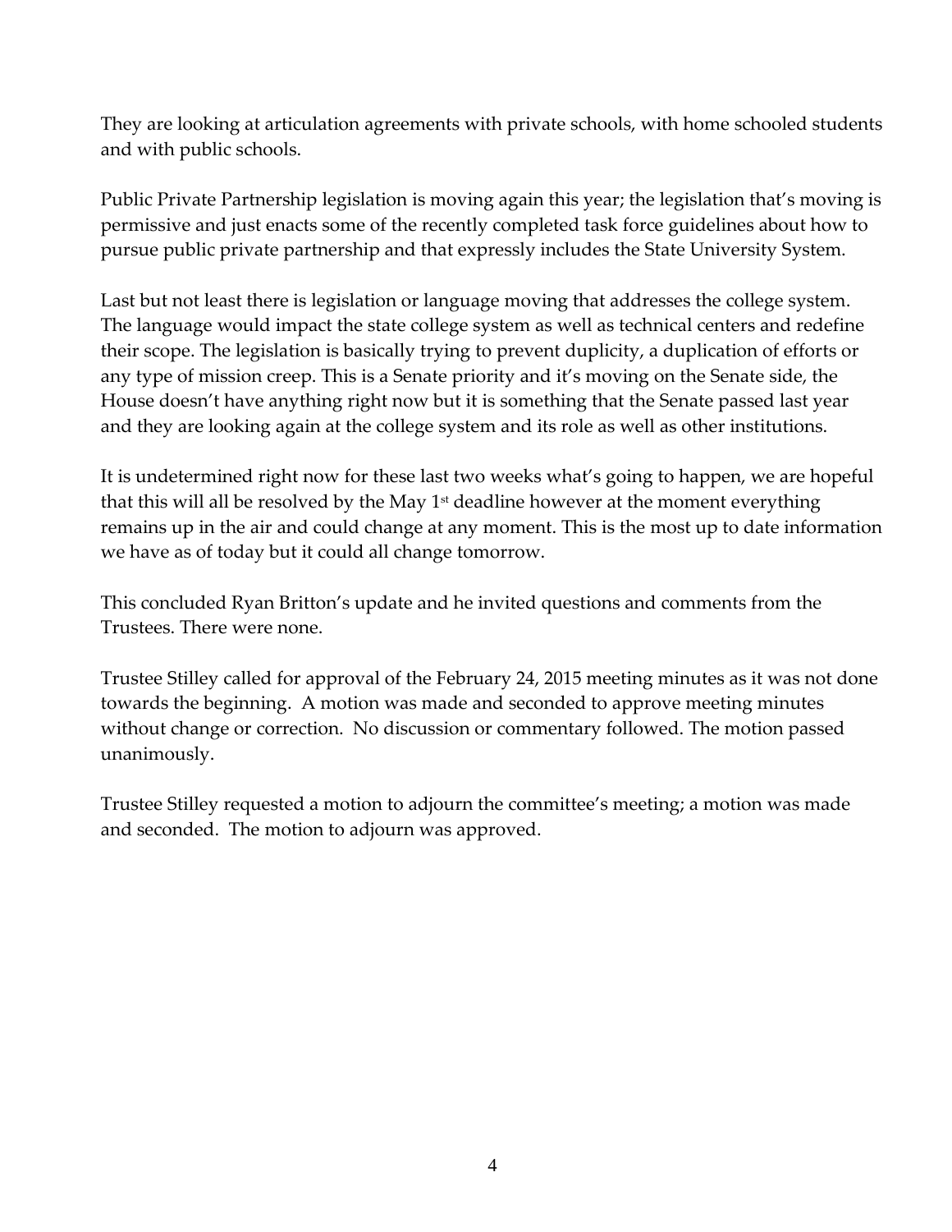They are looking at articulation agreements with private schools, with home schooled students and with public schools.

Public Private Partnership legislation is moving again this year; the legislation that's moving is permissive and just enacts some of the recently completed task force guidelines about how to pursue public private partnership and that expressly includes the State University System.

Last but not least there is legislation or language moving that addresses the college system. The language would impact the state college system as well as technical centers and redefine their scope. The legislation is basically trying to prevent duplicity, a duplication of efforts or any type of mission creep. This is a Senate priority and it's moving on the Senate side, the House doesn't have anything right now but it is something that the Senate passed last year and they are looking again at the college system and its role as well as other institutions.

It is undetermined right now for these last two weeks what's going to happen, we are hopeful that this will all be resolved by the May 1st deadline however at the moment everything remains up in the air and could change at any moment. This is the most up to date information we have as of today but it could all change tomorrow.

This concluded Ryan Britton's update and he invited questions and comments from the Trustees. There were none.

Trustee Stilley called for approval of the February 24, 2015 meeting minutes as it was not done towards the beginning. A motion was made and seconded to approve meeting minutes without change or correction. No discussion or commentary followed. The motion passed unanimously.

Trustee Stilley requested a motion to adjourn the committee's meeting; a motion was made and seconded. The motion to adjourn was approved.